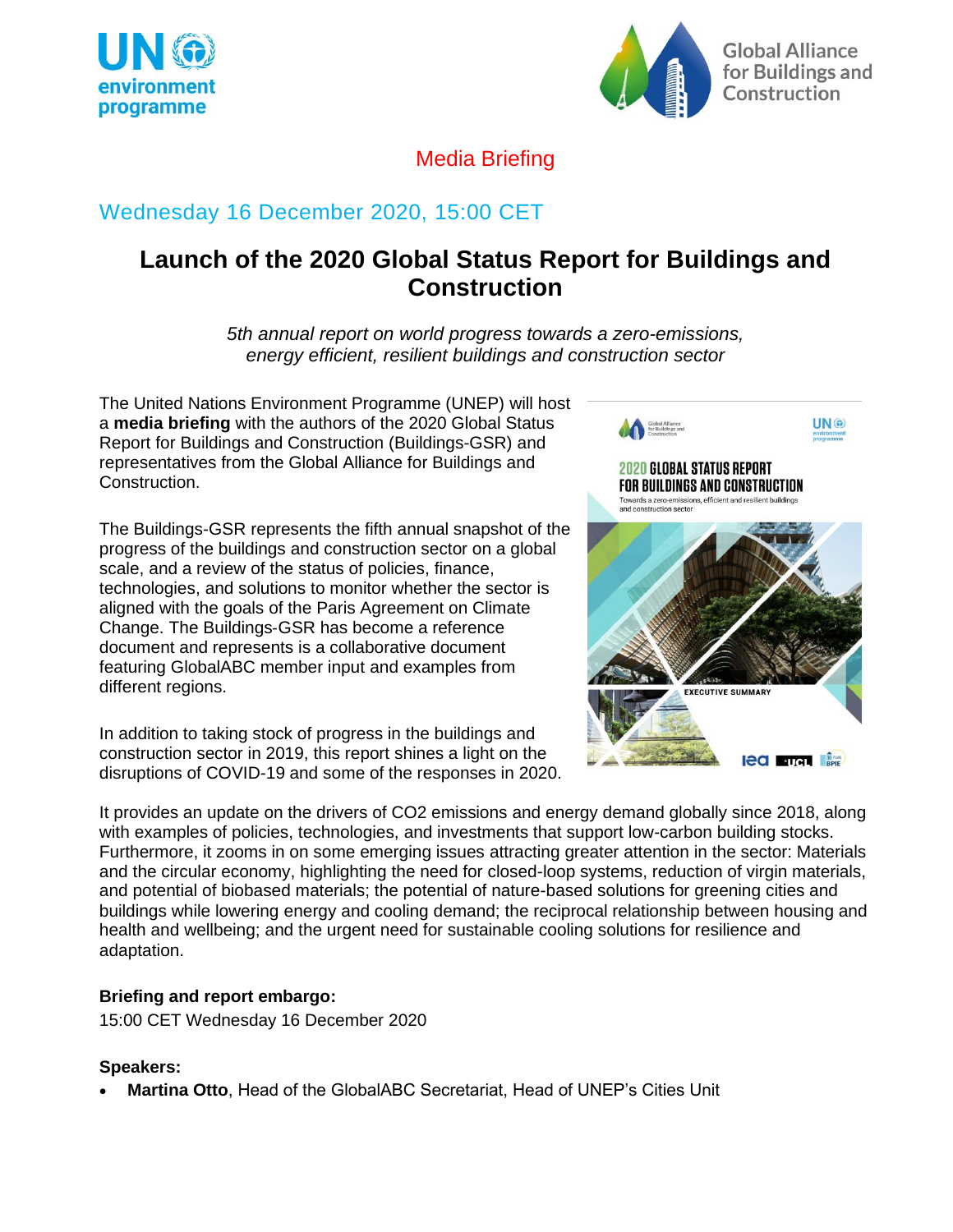Media Briefing

Wednesday 16 December 2020, 15:00 CET

# Launch of the 2020 Global Status Report for Buildings and Construction

*5th annual report on world progress towards a zero-emissions, energy efficient, resilient buildings and construction sector*

The United Nations Environment Programme (UNEP) will host a **media briefing** with the authors of the 2020 Global Status Report for Buildings and Construction (Buildings-GSR) and representatives from the Global Alliance for Buildings and Construction.

The Buildings-GSR represents the fifth annual snapshot of the progress of the buildings and construction sector on a global scale, and a review of the status of policies, finance, technologies, and solutions to monitor whether the sector is aligned with the goals of the Paris Agreement on Climate Change. The Buildings-GSR has become a reference document and represents is a collaborative document featuring GlobalABC member input and examples from different regions.

In addition to taking stock of progress in the buildings and construction sector in 2019, this report shines a light on the disruptions of COVID-19 and some of the responses in 2020.

It provides an update on the drivers of CO2 emissions and energy demand globally since 2018, along with examples of policies, technologies, and investments that support low-carbon building stocks. Furthermore, it zooms in on some emerging issues attracting greater attention in the sector: Materials and the circular economy, highlighting the need for closed-loop systems, reduction of virgin materials, and potential of biobased materials; the potential of nature-based solutions for greening cities and buildings while lowering energy and cooling demand; the reciprocal relationship between housing and health and wellbeing; and the urgent need for sustainable cooling solutions for resilience and adaptation.

**Briefing and report embargo:**

15:00 CET Wednesday 16 December 2020

**Speakers:**

- **Martina Otto**, Head of the GlobalABC Secretariat, Head of UNEP's Cities Unit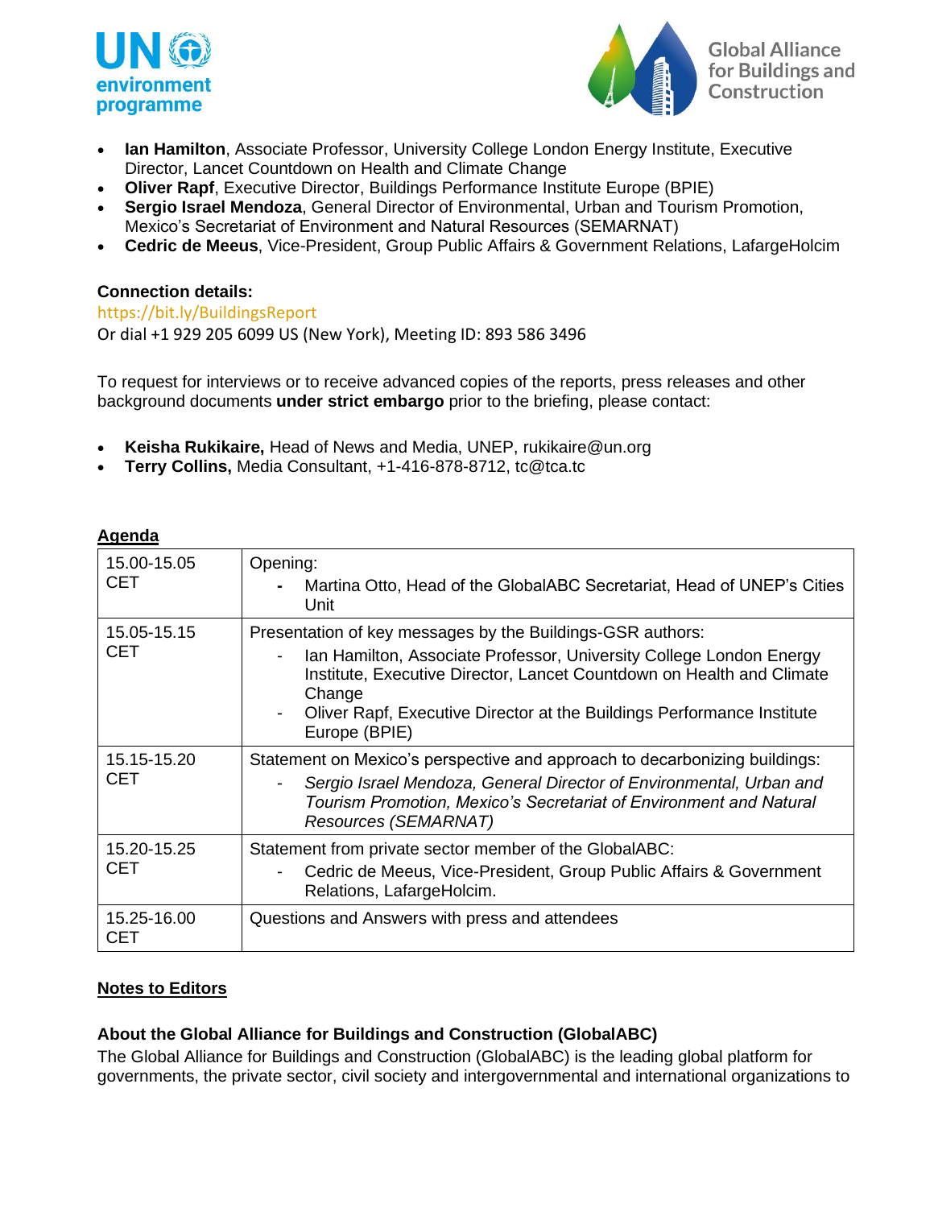- **Ian Hamilton**, Associate Professor, University College London Energy Institute, Executive Director, Lancet Countdown on Health and Climate Change
- **Oliver Rapf**, Executive Director, Buildings Performance Institute Europe (BPIE)
- **Sergio Israel Mendoza**, General Director of Environmental, Urban and Tourism Promotion, Mexico's Secretariat of Environment and Natural Resources (SEMARNAT)
- **Cedric de Meeus**, Vice-President, Group Public Affairs & Government Relations, LafargeHolcim

**Connection details:**

https://bit.ly/BuildingsReport

Or dial +1 929 205 6099 US (New York), Meeting ID: 893 586 3496

To request for interviews or to receive advanced copies of the reports, press releases and other background documents **under strict embargo** prior to the briefing, please contact:

- **Keisha Rukikaire,** Head of News and Media, UNEP, rukikaire@un.org
- **Terry Collins,** Media Consultant, +1-416-878-8712, tc@tca.tc

**Agenda**

| Time | Item |
|---|---|
| 15.00-15.05 CET | Opening:<br>- Martina Otto, Head of the GlobalABC Secretariat, Head of UNEP's Cities Unit |
| 15.05-15.15 CET | Presentation of key messages by the Buildings-GSR authors:<br>- Ian Hamilton, Associate Professor, University College London Energy Institute, Executive Director, Lancet Countdown on Health and Climate Change<br>- Oliver Rapf, Executive Director at the Buildings Performance Institute Europe (BPIE) |
| 15.15-15.20 CET | Statement on Mexico's perspective and approach to decarbonizing buildings:<br>- *Sergio Israel Mendoza, General Director of Environmental, Urban and Tourism Promotion, Mexico's Secretariat of Environment and Natural Resources (SEMARNAT)* |
| 15.20-15.25 CET | Statement from private sector member of the GlobalABC:<br>- Cedric de Meeus, Vice-President, Group Public Affairs & Government Relations, LafargeHolcim. |
| 15.25-16.00 CET | Questions and Answers with press and attendees |

## Notes to Editors

### About the Global Alliance for Buildings and Construction (GlobalABC)

The Global Alliance for Buildings and Construction (GlobalABC) is the leading global platform for governments, the private sector, civil society and intergovernmental and international organizations to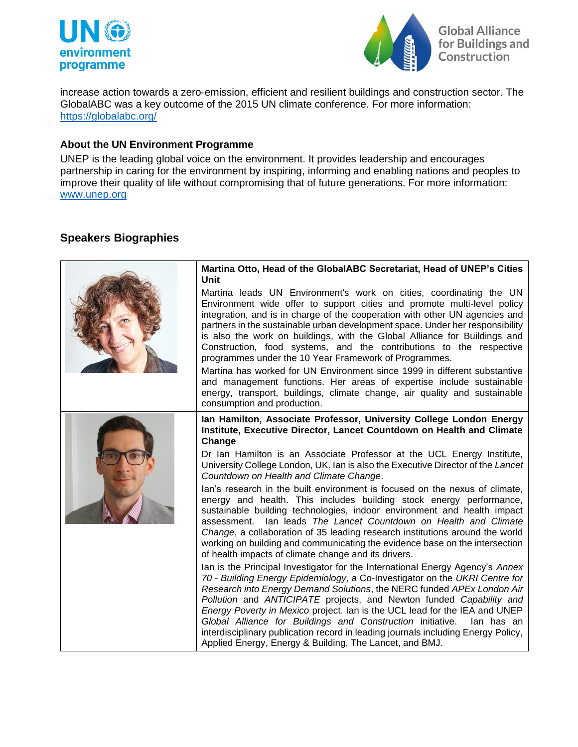increase action towards a zero-emission, efficient and resilient buildings and construction sector. The GlobalABC was a key outcome of the 2015 UN climate conference. For more information: https://globalabc.org/

**About the UN Environment Programme**

UNEP is the leading global voice on the environment. It provides leadership and encourages partnership in caring for the environment by inspiring, informing and enabling nations and peoples to improve their quality of life without compromising that of future generations. For more information: www.unep.org

## Speakers Biographies

| | |
|---|---|
| | **Martina Otto, Head of the GlobalABC Secretariat, Head of UNEP's Cities Unit**<br><br>Martina leads UN Environment's work on cities, coordinating the UN Environment wide offer to support cities and promote multi-level policy integration, and is in charge of the cooperation with other UN agencies and partners in the sustainable urban development space. Under her responsibility is also the work on buildings, with the Global Alliance for Buildings and Construction, food systems, and the contributions to the respective programmes under the 10 Year Framework of Programmes.<br><br>Martina has worked for UN Environment since 1999 in different substantive and management functions. Her areas of expertise include sustainable energy, transport, buildings, climate change, air quality and sustainable consumption and production. |
| | **Ian Hamilton, Associate Professor, University College London Energy Institute, Executive Director, Lancet Countdown on Health and Climate Change**<br><br>Dr Ian Hamilton is an Associate Professor at the UCL Energy Institute, University College London, UK. Ian is also the Executive Director of the *Lancet Countdown on Health and Climate Change*.<br><br>Ian's research in the built environment is focused on the nexus of climate, energy and health. This includes building stock energy performance, sustainable building technologies, indoor environment and health impact assessment. Ian leads *The Lancet Countdown on Health and Climate Change*, a collaboration of 35 leading research institutions around the world working on building and communicating the evidence base on the intersection of health impacts of climate change and its drivers.<br><br>Ian is the Principal Investigator for the International Energy Agency's *Annex 70 - Building Energy Epidemiology*, a Co-Investigator on the *UKRI Centre for Research into Energy Demand Solutions*, the NERC funded *APEx London Air Pollution* and *ANTICIPATE* projects, and Newton funded *Capability and Energy Poverty in Mexico* project. Ian is the UCL lead for the IEA and UNEP *Global Alliance for Buildings and Construction* initiative. Ian has an interdisciplinary publication record in leading journals including Energy Policy, Applied Energy, Energy & Building, The Lancet, and BMJ. |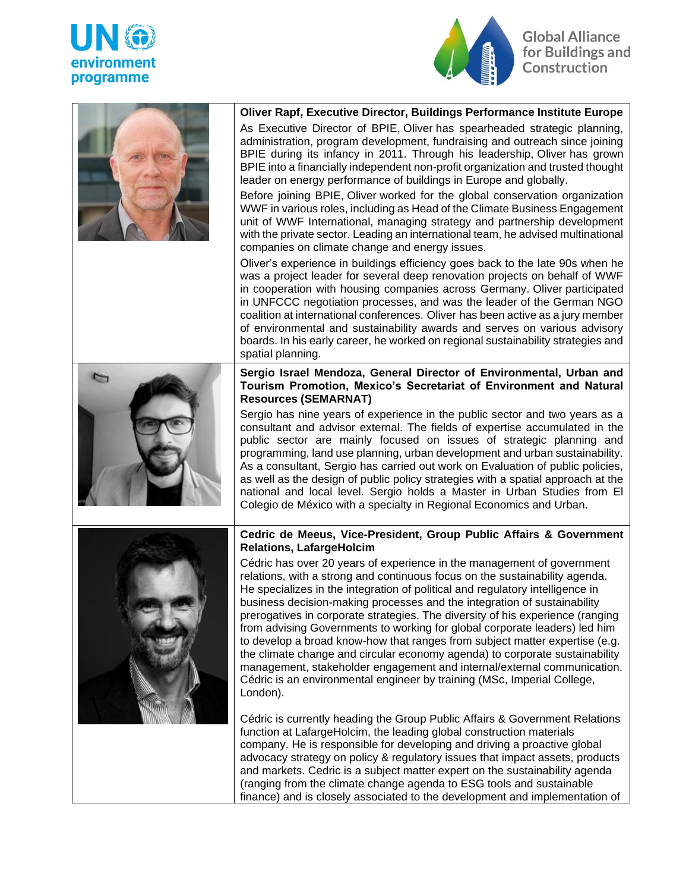**Oliver Rapf, Executive Director, Buildings Performance Institute Europe**

As Executive Director of BPIE, Oliver has spearheaded strategic planning, administration, program development, fundraising and outreach since joining BPIE during its infancy in 2011. Through his leadership, Oliver has grown BPIE into a financially independent non-profit organization and trusted thought leader on energy performance of buildings in Europe and globally.

Before joining BPIE, Oliver worked for the global conservation organization WWF in various roles, including as Head of the Climate Business Engagement unit of WWF International, managing strategy and partnership development with the private sector. Leading an international team, he advised multinational companies on climate change and energy issues.

Oliver's experience in buildings efficiency goes back to the late 90s when he was a project leader for several deep renovation projects on behalf of WWF in cooperation with housing companies across Germany. Oliver participated in UNFCCC negotiation processes, and was the leader of the German NGO coalition at international conferences. Oliver has been active as a jury member of environmental and sustainability awards and serves on various advisory boards. In his early career, he worked on regional sustainability strategies and spatial planning.

**Sergio Israel Mendoza, General Director of Environmental, Urban and Tourism Promotion, Mexico's Secretariat of Environment and Natural Resources (SEMARNAT)**

Sergio has nine years of experience in the public sector and two years as a consultant and advisor external. The fields of expertise accumulated in the public sector are mainly focused on issues of strategic planning and programming, land use planning, urban development and urban sustainability. As a consultant, Sergio has carried out work on Evaluation of public policies, as well as the design of public policy strategies with a spatial approach at the national and local level. Sergio holds a Master in Urban Studies from El Colegio de México with a specialty in Regional Economics and Urban.

**Cedric de Meeus, Vice-President, Group Public Affairs & Government Relations, LafargeHolcim**

Cédric has over 20 years of experience in the management of government relations, with a strong and continuous focus on the sustainability agenda. He specializes in the integration of political and regulatory intelligence in business decision-making processes and the integration of sustainability prerogatives in corporate strategies. The diversity of his experience (ranging from advising Governments to working for global corporate leaders) led him to develop a broad know-how that ranges from subject matter expertise (e.g. the climate change and circular economy agenda) to corporate sustainability management, stakeholder engagement and internal/external communication. Cédric is an environmental engineer by training (MSc, Imperial College, London).

Cédric is currently heading the Group Public Affairs & Government Relations function at LafargeHolcim, the leading global construction materials company. He is responsible for developing and driving a proactive global advocacy strategy on policy & regulatory issues that impact assets, products and markets. Cedric is a subject matter expert on the sustainability agenda (ranging from the climate change agenda to ESG tools and sustainable finance) and is closely associated to the development and implementation of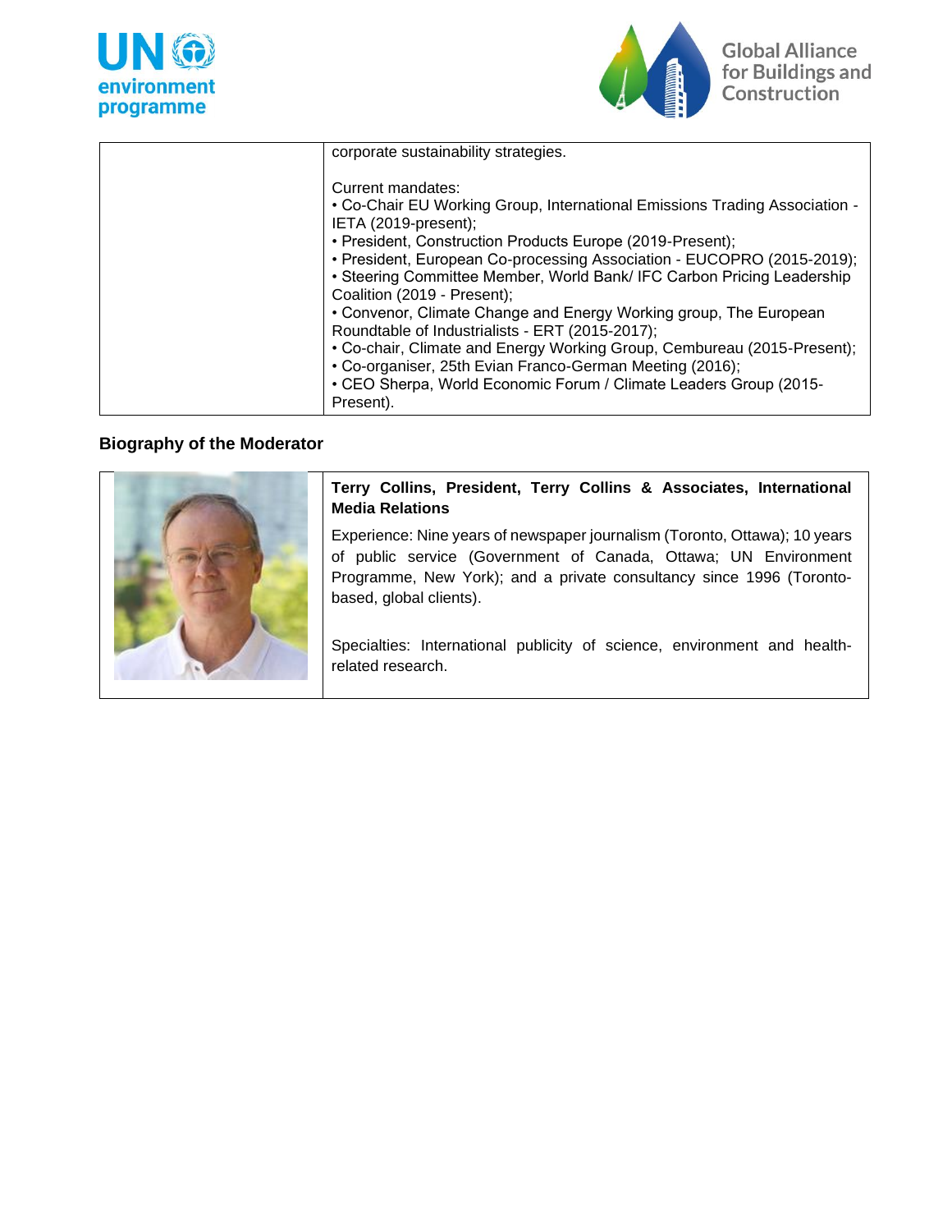| | |
|---|---|
| | corporate sustainability strategies.<br><br>Current mandates:<br>• Co-Chair EU Working Group, International Emissions Trading Association - IETA (2019-present);<br>• President, Construction Products Europe (2019-Present);<br>• President, European Co-processing Association - EUCOPRO (2015-2019);<br>• Steering Committee Member, World Bank/ IFC Carbon Pricing Leadership Coalition (2019 - Present);<br>• Convenor, Climate Change and Energy Working group, The European Roundtable of Industrialists - ERT (2015-2017);<br>• Co-chair, Climate and Energy Working Group, Cembureau (2015-Present);<br>• Co-organiser, 25th Evian Franco-German Meeting (2016);<br>• CEO Sherpa, World Economic Forum / Climate Leaders Group (2015-Present). |

**Biography of the Moderator**

| | |
|---|---|
| | **Terry Collins, President, Terry Collins & Associates, International Media Relations**<br><br>Experience: Nine years of newspaper journalism (Toronto, Ottawa); 10 years of public service (Government of Canada, Ottawa; UN Environment Programme, New York); and a private consultancy since 1996 (Toronto-based, global clients).<br><br>Specialties: International publicity of science, environment and health-related research. |